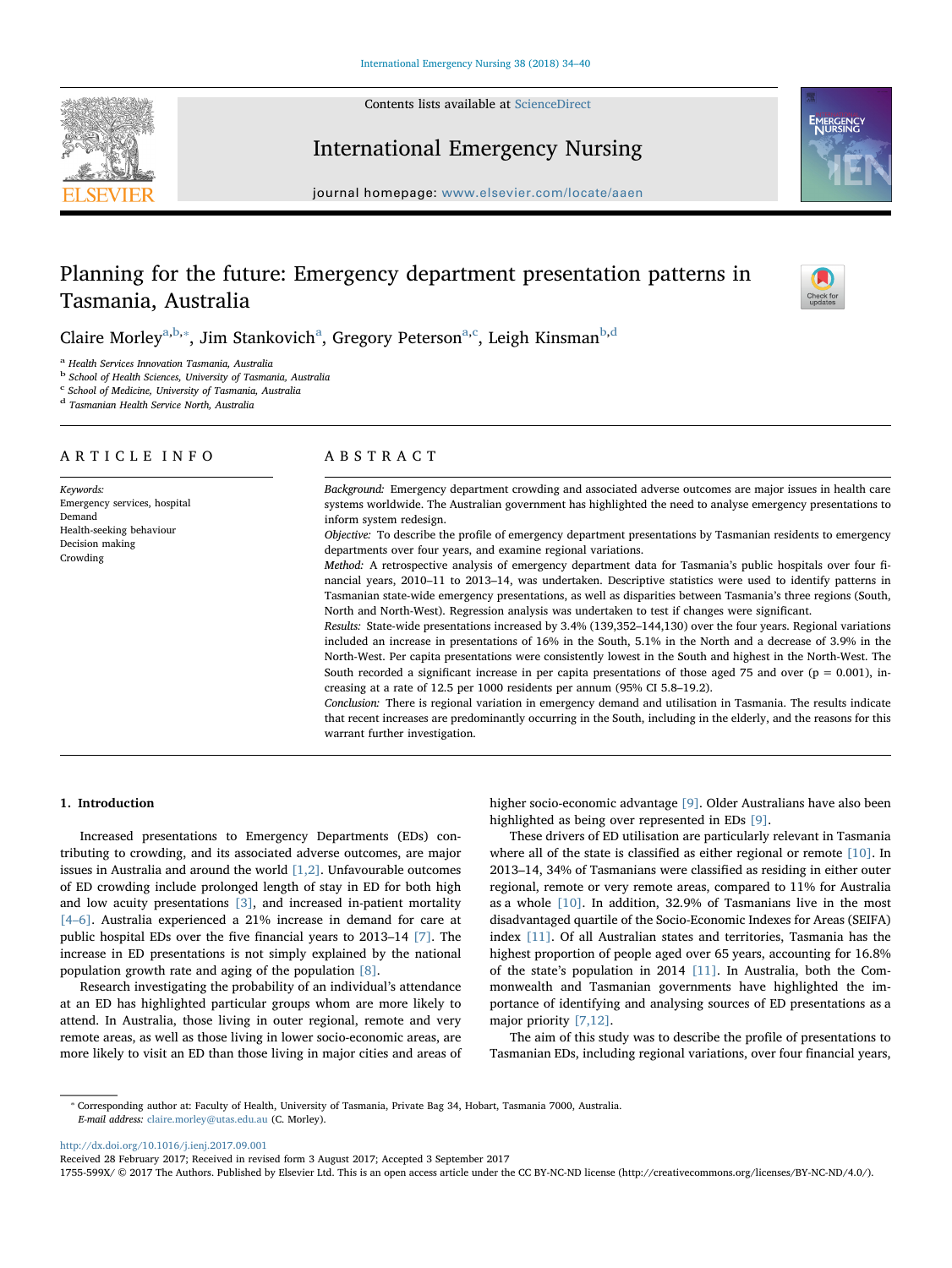# Planning for the future: Emergency department presentation patterns in Tasmania, Australia

Claire Morley[a,b,*], Jim Stankovich[a], Gregory Peterson[a,c], Leigh Kinsman[b,d]

[a] Health Services Innovation Tasmania, Australia
[b] School of Health Sciences, University of Tasmania, Australia
[c] School of Medicine, University of Tasmania, Australia
[d] Tasmanian Health Service North, Australia

## ARTICLE INFO

*Keywords:*
Emergency services, hospital
Demand
Health-seeking behaviour
Decision making
Crowding

## ABSTRACT

*Background:* Emergency department crowding and associated adverse outcomes are major issues in health care systems worldwide. The Australian government has highlighted the need to analyse emergency presentations to inform system redesign.

*Objective:* To describe the profile of emergency department presentations by Tasmanian residents to emergency departments over four years, and examine regional variations.

*Method:* A retrospective analysis of emergency department data for Tasmania's public hospitals over four financial years, 2010–11 to 2013–14, was undertaken. Descriptive statistics were used to identify patterns in Tasmanian state-wide emergency presentations, as well as disparities between Tasmania's three regions (South, North and North-West). Regression analysis was undertaken to test if changes were significant.

*Results:* State-wide presentations increased by 3.4% (139,352–144,130) over the four years. Regional variations included an increase in presentations of 16% in the South, 5.1% in the North and a decrease of 3.9% in the North-West. Per capita presentations were consistently lowest in the South and highest in the North-West. The South recorded a significant increase in per capita presentations of those aged 75 and over ($p = 0.001$), increasing at a rate of 12.5 per 1000 residents per annum (95% CI 5.8–19.2).

*Conclusion:* There is regional variation in emergency demand and utilisation in Tasmania. The results indicate that recent increases are predominantly occurring in the South, including in the elderly, and the reasons for this warrant further investigation.

## 1. Introduction

Increased presentations to Emergency Departments (EDs) contributing to crowding, and its associated adverse outcomes, are major issues in Australia and around the world [1,2]. Unfavourable outcomes of ED crowding include prolonged length of stay in ED for both high and low acuity presentations [3], and increased in-patient mortality [4–6]. Australia experienced a 21% increase in demand for care at public hospital EDs over the five financial years to 2013–14 [7]. The increase in ED presentations is not simply explained by the national population growth rate and aging of the population [8].

Research investigating the probability of an individual's attendance at an ED has highlighted particular groups whom are more likely to attend. In Australia, those living in outer regional, remote and very remote areas, as well as those living in lower socio-economic areas, are more likely to visit an ED than those living in major cities and areas of higher socio-economic advantage [9]. Older Australians have also been highlighted as being over represented in EDs [9].

These drivers of ED utilisation are particularly relevant in Tasmania where all of the state is classified as either regional or remote [10]. In 2013–14, 34% of Tasmanians were classified as residing in either outer regional, remote or very remote areas, compared to 11% for Australia as a whole [10]. In addition, 32.9% of Tasmanians live in the most disadvantaged quartile of the Socio-Economic Indexes for Areas (SEIFA) index [11]. Of all Australian states and territories, Tasmania has the highest proportion of people aged over 65 years, accounting for 16.8% of the state's population in 2014 [11]. In Australia, both the Commonwealth and Tasmanian governments have highlighted the importance of identifying and analysing sources of ED presentations as a major priority [7,12].

The aim of this study was to describe the profile of presentations to Tasmanian EDs, including regional variations, over four financial years,

* Corresponding author at: Faculty of Health, University of Tasmania, Private Bag 34, Hobart, Tasmania 7000, Australia.
*E-mail address:* claire.morley@utas.edu.au (C. Morley).

http://dx.doi.org/10.1016/j.ienj.2017.09.001
Received 28 February 2017; Received in revised form 3 August 2017; Accepted 3 September 2017
1755-599X/ © 2017 The Authors. Published by Elsevier Ltd. This is an open access article under the CC BY-NC-ND license (http://creativecommons.org/licenses/BY-NC-ND/4.0/).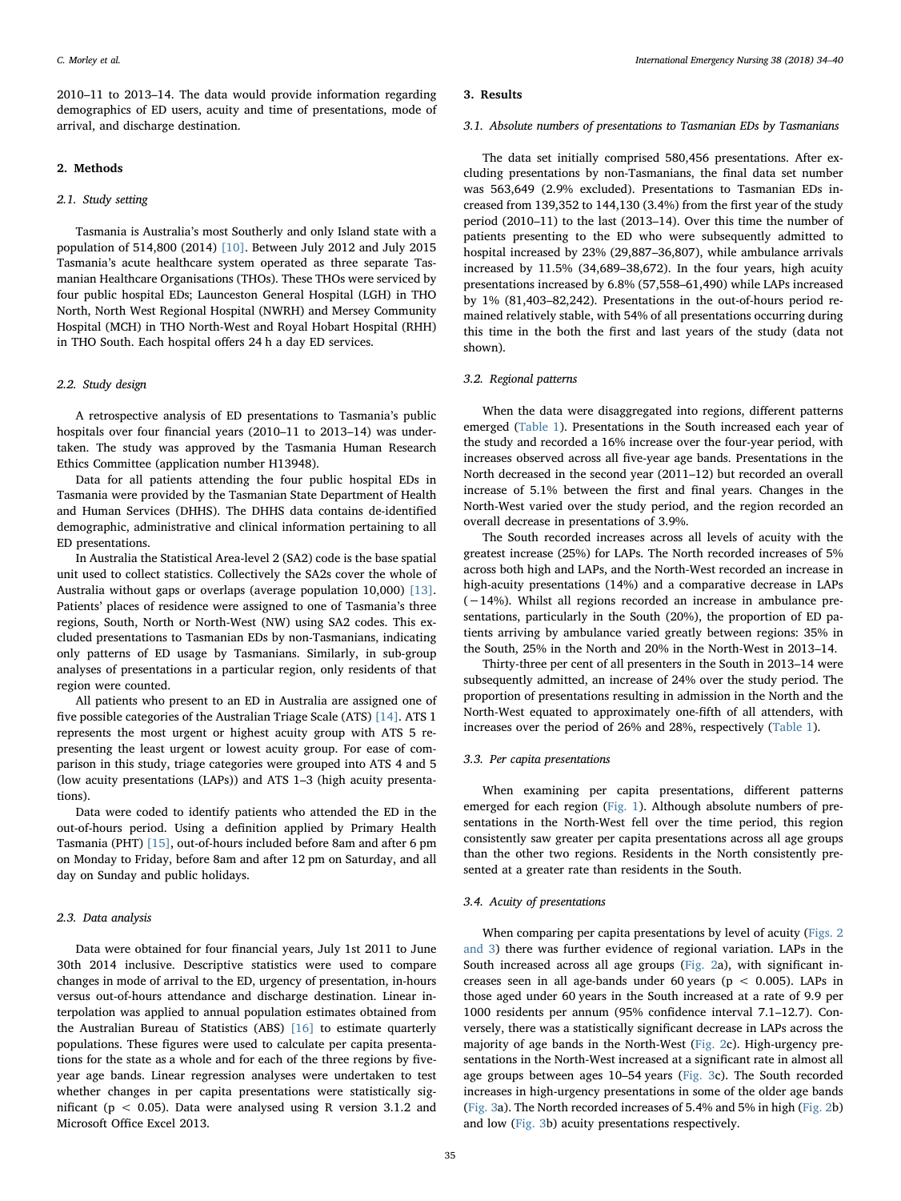2010–11 to 2013–14. The data would provide information regarding demographics of ED users, acuity and time of presentations, mode of arrival, and discharge destination.

## 2. Methods

### 2.1. Study setting

Tasmania is Australia's most Southerly and only Island state with a population of 514,800 (2014) [10]. Between July 2012 and July 2015 Tasmania's acute healthcare system operated as three separate Tasmanian Healthcare Organisations (THOs). These THOs were serviced by four public hospital EDs; Launceston General Hospital (LGH) in THO North, North West Regional Hospital (NWRH) and Mersey Community Hospital (MCH) in THO North-West and Royal Hobart Hospital (RHH) in THO South. Each hospital offers 24 h a day ED services.

### 2.2. Study design

A retrospective analysis of ED presentations to Tasmania's public hospitals over four financial years (2010–11 to 2013–14) was undertaken. The study was approved by the Tasmania Human Research Ethics Committee (application number H13948).

Data for all patients attending the four public hospital EDs in Tasmania were provided by the Tasmanian State Department of Health and Human Services (DHHS). The DHHS data contains de-identified demographic, administrative and clinical information pertaining to all ED presentations.

In Australia the Statistical Area-level 2 (SA2) code is the base spatial unit used to collect statistics. Collectively the SA2s cover the whole of Australia without gaps or overlaps (average population 10,000) [13]. Patients' places of residence were assigned to one of Tasmania's three regions, South, North or North-West (NW) using SA2 codes. This excluded presentations to Tasmanian EDs by non-Tasmanians, indicating only patterns of ED usage by Tasmanians. Similarly, in sub-group analyses of presentations in a particular region, only residents of that region were counted.

All patients who present to an ED in Australia are assigned one of five possible categories of the Australian Triage Scale (ATS) [14]. ATS 1 represents the most urgent or highest acuity group with ATS 5 representing the least urgent or lowest acuity group. For ease of comparison in this study, triage categories were grouped into ATS 4 and 5 (low acuity presentations (LAPs)) and ATS 1–3 (high acuity presentations).

Data were coded to identify patients who attended the ED in the out-of-hours period. Using a definition applied by Primary Health Tasmania (PHT) [15], out-of-hours included before 8am and after 6 pm on Monday to Friday, before 8am and after 12 pm on Saturday, and all day on Sunday and public holidays.

### 2.3. Data analysis

Data were obtained for four financial years, July 1st 2011 to June 30th 2014 inclusive. Descriptive statistics were used to compare changes in mode of arrival to the ED, urgency of presentation, in-hours versus out-of-hours attendance and discharge destination. Linear interpolation was applied to annual population estimates obtained from the Australian Bureau of Statistics (ABS) [16] to estimate quarterly populations. These figures were used to calculate per capita presentations for the state as a whole and for each of the three regions by five-year age bands. Linear regression analyses were undertaken to test whether changes in per capita presentations were statistically significant ($p < 0.05$). Data were analysed using R version 3.1.2 and Microsoft Office Excel 2013.

## 3. Results

### 3.1. Absolute numbers of presentations to Tasmanian EDs by Tasmanians

The data set initially comprised 580,456 presentations. After excluding presentations by non-Tasmanians, the final data set number was 563,649 (2.9% excluded). Presentations to Tasmanian EDs increased from 139,352 to 144,130 (3.4%) from the first year of the study period (2010–11) to the last (2013–14). Over this time the number of patients presenting to the ED who were subsequently admitted to hospital increased by 23% (29,887–36,807), while ambulance arrivals increased by 11.5% (34,689–38,672). In the four years, high acuity presentations increased by 6.8% (57,558–61,490) while LAPs increased by 1% (81,403–82,242). Presentations in the out-of-hours period remained relatively stable, with 54% of all presentations occurring during this time in the both the first and last years of the study (data not shown).

### 3.2. Regional patterns

When the data were disaggregated into regions, different patterns emerged (Table 1). Presentations in the South increased each year of the study and recorded a 16% increase over the four-year period, with increases observed across all five-year age bands. Presentations in the North decreased in the second year (2011–12) but recorded an overall increase of 5.1% between the first and final years. Changes in the North-West varied over the study period, and the region recorded an overall decrease in presentations of 3.9%.

The South recorded increases across all levels of acuity with the greatest increase (25%) for LAPs. The North recorded increases of 5% across both high and LAPs, and the North-West recorded an increase in high-acuity presentations (14%) and a comparative decrease in LAPs (−14%). Whilst all regions recorded an increase in ambulance presentations, particularly in the South (20%), the proportion of ED patients arriving by ambulance varied greatly between regions: 35% in the South, 25% in the North and 20% in the North-West in 2013–14.

Thirty-three per cent of all presenters in the South in 2013–14 were subsequently admitted, an increase of 24% over the study period. The proportion of presentations resulting in admission in the North and the North-West equated to approximately one-fifth of all attenders, with increases over the period of 26% and 28%, respectively (Table 1).

### 3.3. Per capita presentations

When examining per capita presentations, different patterns emerged for each region (Fig. 1). Although absolute numbers of presentations in the North-West fell over the time period, this region consistently saw greater per capita presentations across all age groups than the other two regions. Residents in the North consistently presented at a greater rate than residents in the South.

### 3.4. Acuity of presentations

When comparing per capita presentations by level of acuity (Figs. 2 and 3) there was further evidence of regional variation. LAPs in the South increased across all age groups (Fig. 2a), with significant increases seen in all age-bands under 60 years ($p < 0.005$). LAPs in those aged under 60 years in the South increased at a rate of 9.9 per 1000 residents per annum (95% confidence interval 7.1–12.7). Conversely, there was a statistically significant decrease in LAPs across the majority of age bands in the North-West (Fig. 2c). High-urgency presentations in the North-West increased at a significant rate in almost all age groups between ages 10–54 years (Fig. 3c). The South recorded increases in high-urgency presentations in some of the older age bands (Fig. 3a). The North recorded increases of 5.4% and 5% in high (Fig. 2b) and low (Fig. 3b) acuity presentations respectively.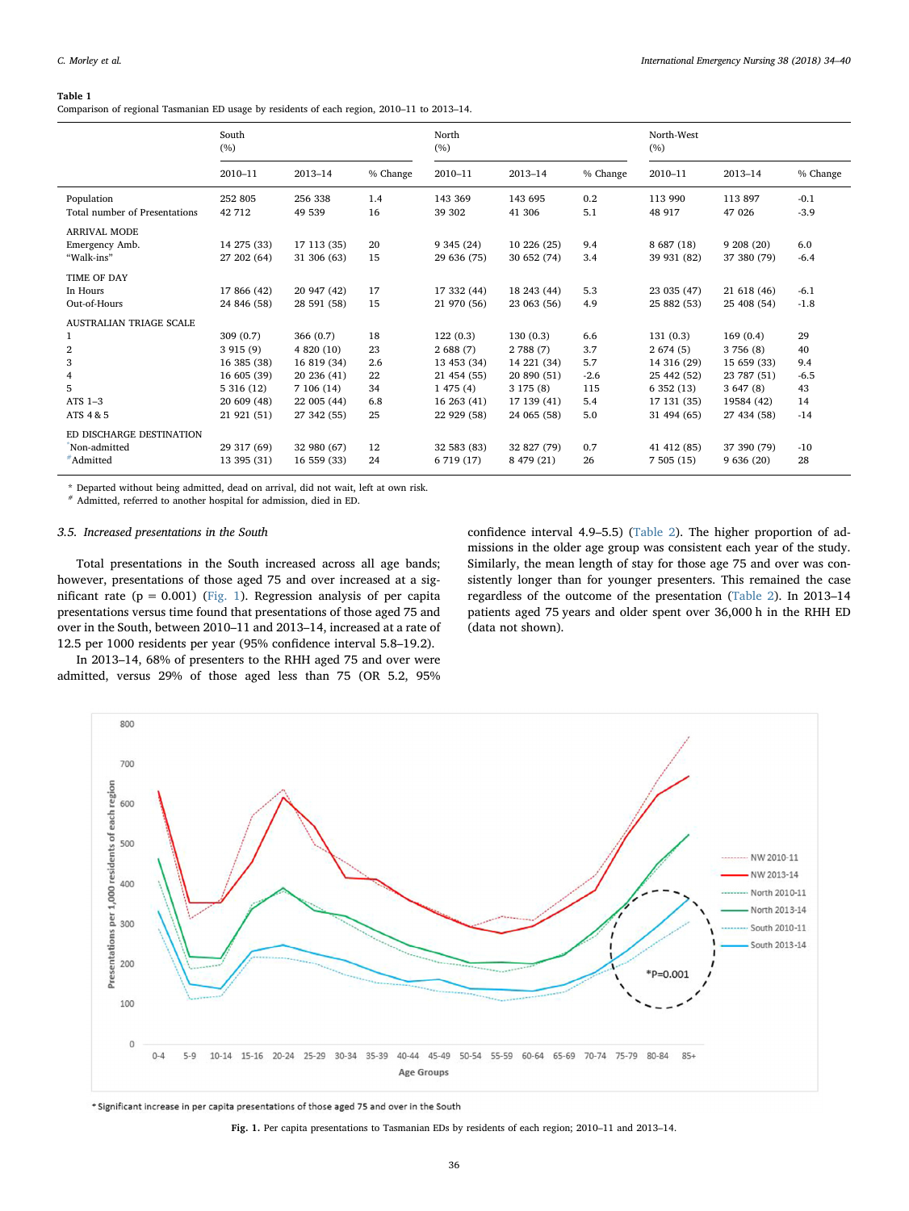**Table 1**
Comparison of regional Tasmanian ED usage by residents of each region, 2010–11 to 2013–14.

| | South (%) | | | North (%) | | | North-West (%) | | |
|---|---|---|---|---|---|---|---|---|---|
| | 2010–11 | 2013–14 | % Change | 2010–11 | 2013–14 | % Change | 2010–11 | 2013–14 | % Change |
| Population | 252 805 | 256 338 | 1.4 | 143 369 | 143 695 | 0.2 | 113 990 | 113 897 | -0.1 |
| Total number of Presentations | 42 712 | 49 539 | 16 | 39 302 | 41 306 | 5.1 | 48 917 | 47 026 | -3.9 |
| ARRIVAL MODE | | | | | | | | | |
| Emergency Amb. | 14 275 (33) | 17 113 (35) | 20 | 9 345 (24) | 10 226 (25) | 9.4 | 8 687 (18) | 9 208 (20) | 6.0 |
| "Walk-ins" | 27 202 (64) | 31 306 (63) | 15 | 29 636 (75) | 30 652 (74) | 3.4 | 39 931 (82) | 37 380 (79) | -6.4 |
| TIME OF DAY | | | | | | | | | |
| In Hours | 17 866 (42) | 20 947 (42) | 17 | 17 332 (44) | 18 243 (44) | 5.3 | 23 035 (47) | 21 618 (46) | -6.1 |
| Out-of-Hours | 24 846 (58) | 28 591 (58) | 15 | 21 970 (56) | 23 063 (56) | 4.9 | 25 882 (53) | 25 408 (54) | -1.8 |
| AUSTRALIAN TRIAGE SCALE | | | | | | | | | |
| 1 | 309 (0.7) | 366 (0.7) | 18 | 122 (0.3) | 130 (0.3) | 6.6 | 131 (0.3) | 169 (0.4) | 29 |
| 2 | 3 915 (9) | 4 820 (10) | 23 | 2 688 (7) | 2 788 (7) | 3.7 | 2 674 (5) | 3 756 (8) | 40 |
| 3 | 16 385 (38) | 16 819 (34) | 2.6 | 13 453 (34) | 14 221 (34) | 5.7 | 14 316 (29) | 15 659 (33) | 9.4 |
| 4 | 16 605 (39) | 20 236 (41) | 22 | 21 454 (55) | 20 890 (51) | -2.6 | 25 442 (52) | 23 787 (51) | -6.5 |
| 5 | 5 316 (12) | 7 106 (14) | 34 | 1 475 (4) | 3 175 (8) | 115 | 6 352 (13) | 3 647 (8) | 43 |
| ATS 1–3 | 20 609 (48) | 22 005 (44) | 6.8 | 16 263 (41) | 17 139 (41) | 5.4 | 17 131 (35) | 19584 (42) | 14 |
| ATS 4 & 5 | 21 921 (51) | 27 342 (55) | 25 | 22 929 (58) | 24 065 (58) | 5.0 | 31 494 (65) | 27 434 (58) | -14 |
| ED DISCHARGE DESTINATION | | | | | | | | | |
| *Non-admitted | 29 317 (69) | 32 980 (67) | 12 | 32 583 (83) | 32 827 (79) | 0.7 | 41 412 (85) | 37 390 (79) | -10 |
| #Admitted | 13 395 (31) | 16 559 (33) | 24 | 6 719 (17) | 8 479 (21) | 26 | 7 505 (15) | 9 636 (20) | 28 |

\* Departed without being admitted, dead on arrival, did not wait, left at own risk.
\# Admitted, referred to another hospital for admission, died in ED.

### 3.5. Increased presentations in the South

Total presentations in the South increased across all age bands; however, presentations of those aged 75 and over increased at a significant rate ($p = 0.001$) (Fig. 1). Regression analysis of per capita presentations versus time found that presentations of those aged 75 and over in the South, between 2010–11 and 2013–14, increased at a rate of 12.5 per 1000 residents per year (95% confidence interval 5.8–19.2).

In 2013–14, 68% of presenters to the RHH aged 75 and over were admitted, versus 29% of those aged less than 75 (OR 5.2, 95% confidence interval 4.9–5.5) (Table 2). The higher proportion of admissions in the older age group was consistent each year of the study. Similarly, the mean length of stay for those age 75 and over was consistently longer than for younger presenters. This remained the case regardless of the outcome of the presentation (Table 2). In 2013–14 patients aged 75 years and older spent over 36,000 h in the RHH ED (data not shown).

\* Significant increase in per capita presentations of those aged 75 and over in the South

**Fig. 1.** Per capita presentations to Tasmanian EDs by residents of each region; 2010–11 and 2013–14.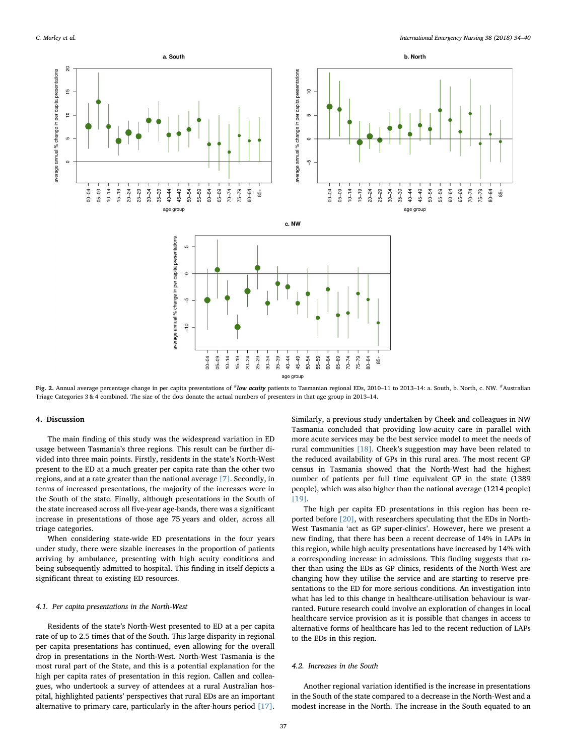**Fig. 2.** Annual average percentage change in per capita presentations of #***low acuity*** patients to Tasmanian regional EDs, 2010–11 to 2013–14: a. South, b. North, c. NW. #Australian Triage Categories 3 & 4 combined. The size of the dots donate the actual numbers of presenters in that age group in 2013–14.

## 4. Discussion

The main finding of this study was the widespread variation in ED usage between Tasmania's three regions. This result can be further divided into three main points. Firstly, residents in the state's North-West present to the ED at a much greater per capita rate than the other two regions, and at a rate greater than the national average [7]. Secondly, in terms of increased presentations, the majority of the increases were in the South of the state. Finally, although presentations in the South of the state increased across all five-year age-bands, there was a significant increase in presentations of those age 75 years and older, across all triage categories.

When considering state-wide ED presentations in the four years under study, there were sizable increases in the proportion of patients arriving by ambulance, presenting with high acuity conditions and being subsequently admitted to hospital. This finding in itself depicts a significant threat to existing ED resources.

### 4.1. Per capita presentations in the North-West

Residents of the state's North-West presented to ED at a per capita rate of up to 2.5 times that of the South. This large disparity in regional per capita presentations has continued, even allowing for the overall drop in presentations in the North-West. North-West Tasmania is the most rural part of the State, and this is a potential explanation for the high per capita rates of presentation in this region. Callen and colleagues, who undertook a survey of attendees at a rural Australian hospital, highlighted patients' perspectives that rural EDs are an important alternative to primary care, particularly in the after-hours period [17]. Similarly, a previous study undertaken by Cheek and colleagues in NW Tasmania concluded that providing low-acuity care in parallel with more acute services may be the best service model to meet the needs of rural communities [18]. Cheek's suggestion may have been related to the reduced availability of GPs in this rural area. The most recent GP census in Tasmania showed that the North-West had the highest number of patients per full time equivalent GP in the state (1389 people), which was also higher than the national average (1214 people) [19].

The high per capita ED presentations in this region has been reported before [20], with researchers speculating that the EDs in North-West Tasmania 'act as GP super-clinics'. However, here we present a new finding, that there has been a recent decrease of 14% in LAPs in this region, while high acuity presentations have increased by 14% with a corresponding increase in admissions. This finding suggests that rather than using the EDs as GP clinics, residents of the North-West are changing how they utilise the service and are starting to reserve presentations to the ED for more serious conditions. An investigation into what has led to this change in healthcare-utilisation behaviour is warranted. Future research could involve an exploration of changes in local healthcare service provision as it is possible that changes in access to alternative forms of healthcare has led to the recent reduction of LAPs to the EDs in this region.

### 4.2. Increases in the South

Another regional variation identified is the increase in presentations in the South of the state compared to a decrease in the North-West and a modest increase in the North. The increase in the South equated to an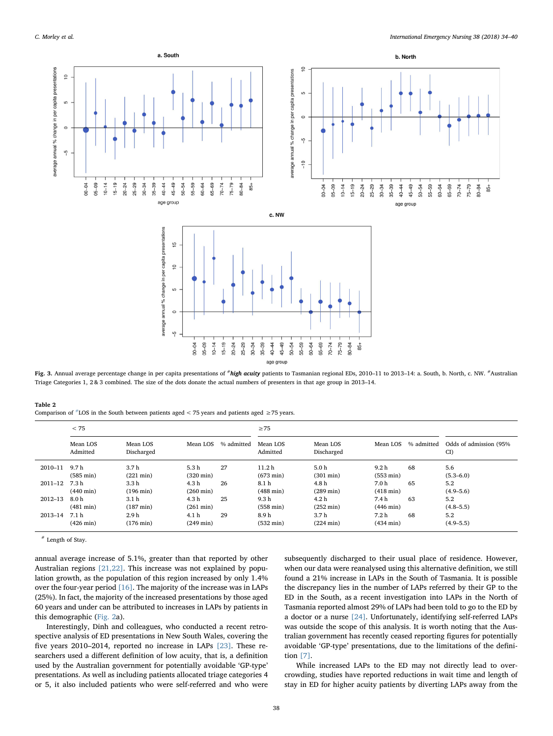Fig. 3. Annual average percentage change in per capita presentations of [#]***high acuity*** patients to Tasmanian regional EDs, 2010–11 to 2013–14: a. South, b. North, c. NW. [#]Australian Triage Categories 1, 2 & 3 combined. The size of the dots donate the actual numbers of presenters in that age group in 2013–14.

**Table 2**
Comparison of [#]LOS in the South between patients aged < 75 years and patients aged ≥75 years.

| | < 75 | | | | ≥75 | | | | |
|---|---|---|---|---|---|---|---|---|---|
| | Mean LOS Admitted | Mean LOS Discharged | Mean LOS | % admitted | Mean LOS Admitted | Mean LOS Discharged | Mean LOS | % admitted | Odds of admission (95% CI) |
| 2010–11 | 9.7 h (585 min) | 3.7 h (221 min) | 5.3 h (320 min) | 27 | 11.2 h (673 min) | 5.0 h (301 min) | 9.2 h (553 min) | 68 | 5.6 (5.3–6.0) |
| 2011–12 | 7.3 h (440 min) | 3.3 h (196 min) | 4.3 h (260 min) | 26 | 8.1 h (488 min) | 4.8 h (289 min) | 7.0 h (418 min) | 65 | 5.2 (4.9–5.6) |
| 2012–13 | 8.0 h (481 min) | 3.1 h (187 min) | 4.3 h (261 min) | 25 | 9.3 h (558 min) | 4.2 h (252 min) | 7.4 h (446 min) | 63 | 5.2 (4.8–5.5) |
| 2013–14 | 7.1 h (426 min) | 2.9 h (176 min) | 4.1 h (249 min) | 29 | 8.9 h (532 min) | 3.7 h (224 min) | 7.2 h (434 min) | 68 | 5.2 (4.9–5.5) |

[#] Length of Stay.

annual average increase of 5.1%, greater than that reported by other Australian regions [21,22]. This increase was not explained by population growth, as the population of this region increased by only 1.4% over the four-year period [16]. The majority of the increase was in LAPs (25%). In fact, the majority of the increased presentations by those aged 60 years and under can be attributed to increases in LAPs by patients in this demographic (Fig. 2a).

Interestingly, Dinh and colleagues, who conducted a recent retrospective analysis of ED presentations in New South Wales, covering the five years 2010–2014, reported no increase in LAPs [23]. These researchers used a different definition of low acuity, that is, a definition used by the Australian government for potentially avoidable 'GP-type' presentations. As well as including patients allocated triage categories 4 or 5, it also included patients who were self-referred and who were subsequently discharged to their usual place of residence. However, when our data were reanalysed using this alternative definition, we still found a 21% increase in LAPs in the South of Tasmania. It is possible the discrepancy lies in the number of LAPs referred by their GP to the ED in the South, as a recent investigation into LAPs in the North of Tasmania reported almost 29% of LAPs had been told to go to the ED by a doctor or a nurse [24]. Unfortunately, identifying self-referred LAPs was outside the scope of this analysis. It is worth noting that the Australian government has recently ceased reporting figures for potentially avoidable 'GP-type' presentations, due to the limitations of the definition [7].

While increased LAPs to the ED may not directly lead to overcrowding, studies have reported reductions in wait time and length of stay in ED for higher acuity patients by diverting LAPs away from the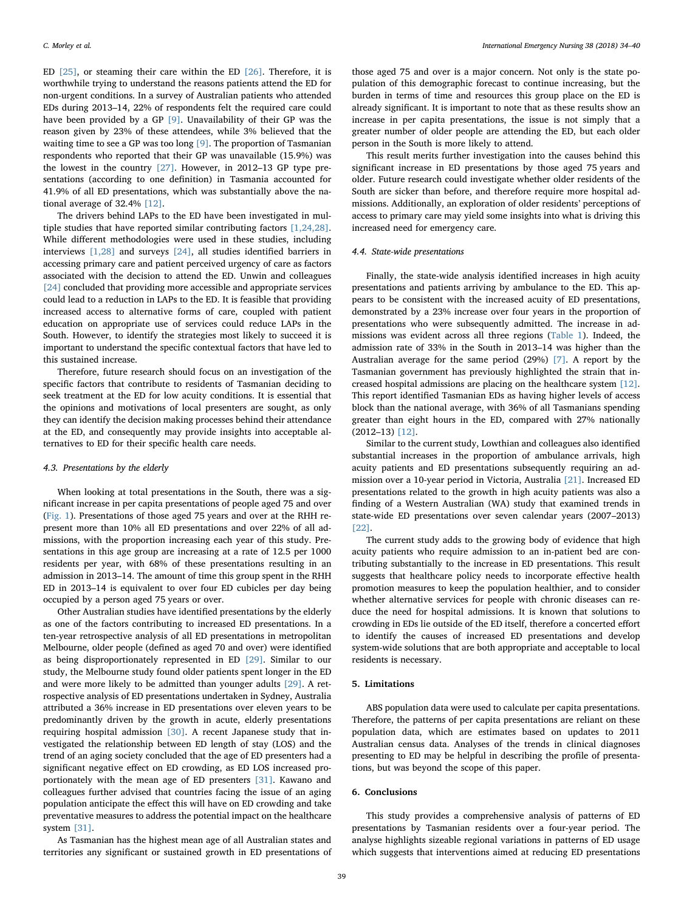ED [25], or steaming their care within the ED [26]. Therefore, it is worthwhile trying to understand the reasons patients attend the ED for non-urgent conditions. In a survey of Australian patients who attended EDs during 2013–14, 22% of respondents felt the required care could have been provided by a GP [9]. Unavailability of their GP was the reason given by 23% of these attendees, while 3% believed that the waiting time to see a GP was too long [9]. The proportion of Tasmanian respondents who reported that their GP was unavailable (15.9%) was the lowest in the country [27]. However, in 2012–13 GP type presentations (according to one definition) in Tasmania accounted for 41.9% of all ED presentations, which was substantially above the national average of 32.4% [12].

The drivers behind LAPs to the ED have been investigated in multiple studies that have reported similar contributing factors [1,24,28]. While different methodologies were used in these studies, including interviews [1,28] and surveys [24], all studies identified barriers in accessing primary care and patient perceived urgency of care as factors associated with the decision to attend the ED. Unwin and colleagues [24] concluded that providing more accessible and appropriate services could lead to a reduction in LAPs to the ED. It is feasible that providing increased access to alternative forms of care, coupled with patient education on appropriate use of services could reduce LAPs in the South. However, to identify the strategies most likely to succeed it is important to understand the specific contextual factors that have led to this sustained increase.

Therefore, future research should focus on an investigation of the specific factors that contribute to residents of Tasmanian deciding to seek treatment at the ED for low acuity conditions. It is essential that the opinions and motivations of local presenters are sought, as only they can identify the decision making processes behind their attendance at the ED, and consequently may provide insights into acceptable alternatives to ED for their specific health care needs.

### 4.3. Presentations by the elderly

When looking at total presentations in the South, there was a significant increase in per capita presentations of people aged 75 and over (Fig. 1). Presentations of those aged 75 years and over at the RHH represent more than 10% all ED presentations and over 22% of all admissions, with the proportion increasing each year of this study. Presentations in this age group are increasing at a rate of 12.5 per 1000 residents per year, with 68% of these presentations resulting in an admission in 2013–14. The amount of time this group spent in the RHH ED in 2013–14 is equivalent to over four ED cubicles per day being occupied by a person aged 75 years or over.

Other Australian studies have identified presentations by the elderly as one of the factors contributing to increased ED presentations. In a ten-year retrospective analysis of all ED presentations in metropolitan Melbourne, older people (defined as aged 70 and over) were identified as being disproportionately represented in ED [29]. Similar to our study, the Melbourne study found older patients spent longer in the ED and were more likely to be admitted than younger adults [29]. A retrospective analysis of ED presentations undertaken in Sydney, Australia attributed a 36% increase in ED presentations over eleven years to be predominantly driven by the growth in acute, elderly presentations requiring hospital admission [30]. A recent Japanese study that investigated the relationship between ED length of stay (LOS) and the trend of an aging society concluded that the age of ED presenters had a significant negative effect on ED crowding, as ED LOS increased proportionately with the mean age of ED presenters [31]. Kawano and colleagues further advised that countries facing the issue of an aging population anticipate the effect this will have on ED crowding and take preventative measures to address the potential impact on the healthcare system [31].

As Tasmanian has the highest mean age of all Australian states and territories any significant or sustained growth in ED presentations of those aged 75 and over is a major concern. Not only is the state population of this demographic forecast to continue increasing, but the burden in terms of time and resources this group place on the ED is already significant. It is important to note that as these results show an increase in per capita presentations, the issue is not simply that a greater number of older people are attending the ED, but each older person in the South is more likely to attend.

This result merits further investigation into the causes behind this significant increase in ED presentations by those aged 75 years and older. Future research could investigate whether older residents of the South are sicker than before, and therefore require more hospital admissions. Additionally, an exploration of older residents' perceptions of access to primary care may yield some insights into what is driving this increased need for emergency care.

### 4.4. State-wide presentations

Finally, the state-wide analysis identified increases in high acuity presentations and patients arriving by ambulance to the ED. This appears to be consistent with the increased acuity of ED presentations, demonstrated by a 23% increase over four years in the proportion of presentations who were subsequently admitted. The increase in admissions was evident across all three regions (Table 1). Indeed, the admission rate of 33% in the South in 2013–14 was higher than the Australian average for the same period (29%) [7]. A report by the Tasmanian government has previously highlighted the strain that increased hospital admissions are placing on the healthcare system [12]. This report identified Tasmanian EDs as having higher levels of access block than the national average, with 36% of all Tasmanians spending greater than eight hours in the ED, compared with 27% nationally (2012–13) [12].

Similar to the current study, Lowthian and colleagues also identified substantial increases in the proportion of ambulance arrivals, high acuity patients and ED presentations subsequently requiring an admission over a 10-year period in Victoria, Australia [21]. Increased ED presentations related to the growth in high acuity patients was also a finding of a Western Australian (WA) study that examined trends in state-wide ED presentations over seven calendar years (2007–2013) [22].

The current study adds to the growing body of evidence that high acuity patients who require admission to an in-patient bed are contributing substantially to the increase in ED presentations. This result suggests that healthcare policy needs to incorporate effective health promotion measures to keep the population healthier, and to consider whether alternative services for people with chronic diseases can reduce the need for hospital admissions. It is known that solutions to crowding in EDs lie outside of the ED itself, therefore a concerted effort to identify the causes of increased ED presentations and develop system-wide solutions that are both appropriate and acceptable to local residents is necessary.

## 5. Limitations

ABS population data were used to calculate per capita presentations. Therefore, the patterns of per capita presentations are reliant on these population data, which are estimates based on updates to 2011 Australian census data. Analyses of the trends in clinical diagnoses presenting to ED may be helpful in describing the profile of presentations, but was beyond the scope of this paper.

## 6. Conclusions

This study provides a comprehensive analysis of patterns of ED presentations by Tasmanian residents over a four-year period. The analyse highlights sizeable regional variations in patterns of ED usage which suggests that interventions aimed at reducing ED presentations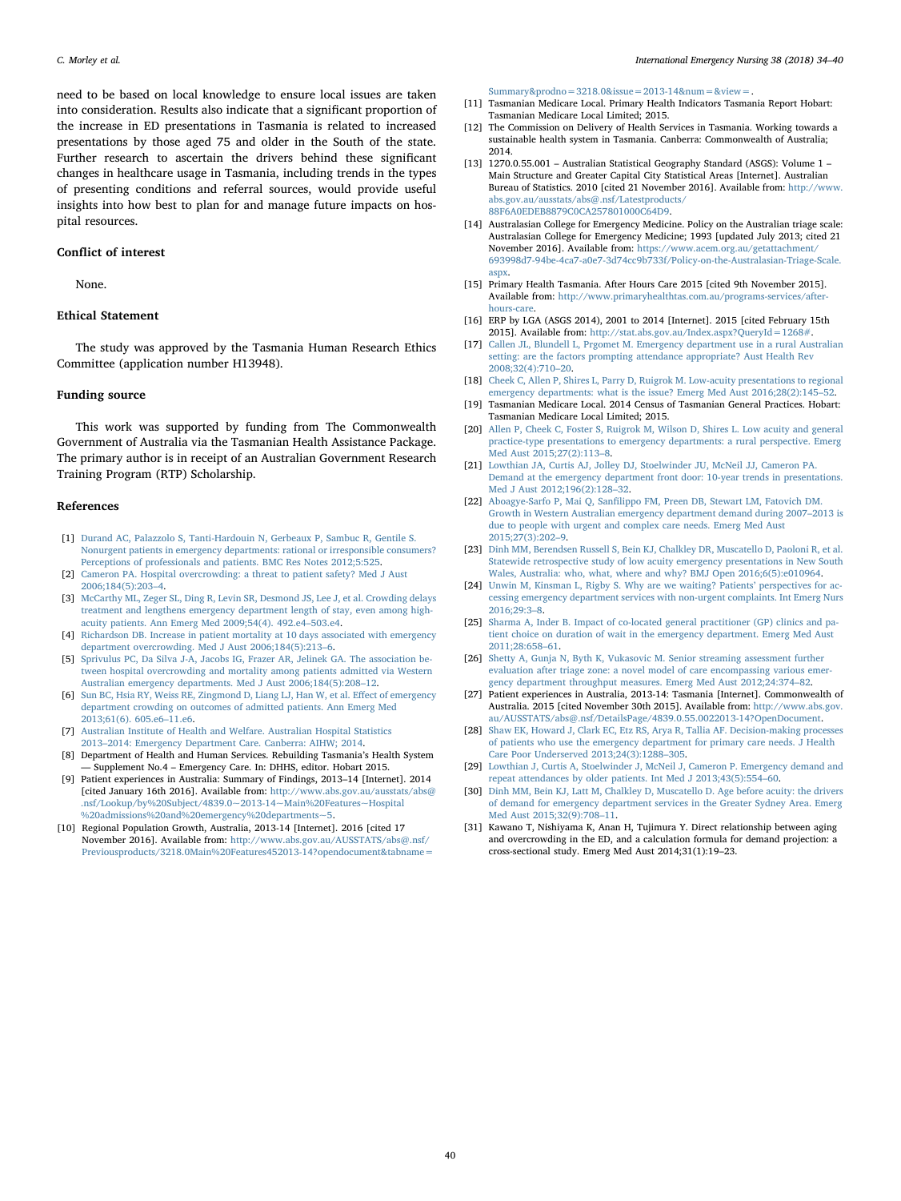need to be based on local knowledge to ensure local issues are taken into consideration. Results also indicate that a significant proportion of the increase in ED presentations in Tasmania is related to increased presentations by those aged 75 and older in the South of the state. Further research to ascertain the drivers behind these significant changes in healthcare usage in Tasmania, including trends in the types of presenting conditions and referral sources, would provide useful insights into how best to plan for and manage future impacts on hospital resources.

## Conflict of interest

None.

## Ethical Statement

The study was approved by the Tasmania Human Research Ethics Committee (application number H13948).

## Funding source

This work was supported by funding from The Commonwealth Government of Australia via the Tasmanian Health Assistance Package. The primary author is in receipt of an Australian Government Research Training Program (RTP) Scholarship.

## References

[1] Durand AC, Palazzolo S, Tanti-Hardouin N, Gerbeaux P, Sambuc R, Gentile S. Nonurgent patients in emergency departments: rational or irresponsible consumers? Perceptions of professionals and patients. BMC Res Notes 2012;5:525.

[2] Cameron PA. Hospital overcrowding: a threat to patient safety? Med J Aust 2006;184(5):203–4.

[3] McCarthy ML, Zeger SL, Ding R, Levin SR, Desmond JS, Lee J, et al. Crowding delays treatment and lengthens emergency department length of stay, even among high-acuity patients. Ann Emerg Med 2009;54(4). 492.e4–503.e4.

[4] Richardson DB. Increase in patient mortality at 10 days associated with emergency department overcrowding. Med J Aust 2006;184(5):213–6.

[5] Sprivulus PC, Da Silva J-A, Jacobs IG, Frazer AR, Jelinek GA. The association between hospital overcrowding and mortality among patients admitted via Western Australian emergency departments. Med J Aust 2006;184(5):208–12.

[6] Sun BC, Hsia RY, Weiss RE, Zingmond D, Liang LJ, Han W, et al. Effect of emergency department crowding on outcomes of admitted patients. Ann Emerg Med 2013;61(6). 605.e6–11.e6.

[7] Australian Institute of Health and Welfare. Australian Hospital Statistics 2013–2014: Emergency Department Care. Canberra: AIHW; 2014.

[8] Department of Health and Human Services. Rebuilding Tasmania's Health System — Supplement No.4 – Emergency Care. In: DHHS, editor. Hobart 2015.

[9] Patient experiences in Australia: Summary of Findings, 2013–14 [Internet]. 2014 [cited January 16th 2016]. Available from: http://www.abs.gov.au/ausstats/abs@.nsf/Lookup/by%20Subject/4839.0−2013-14−Main%20Features−Hospital%20admissions%20and%20emergency%20departments−5.

[10] Regional Population Growth, Australia, 2013-14 [Internet]. 2016 [cited 17 November 2016]. Available from: http://www.abs.gov.au/AUSSTATS/abs@.nsf/Previousproducts/3218.0Main%20Features452013-14?opendocument&tabname=Summary&prodno=3218.0&issue=2013-14&num=&view=.

[11] Tasmanian Medicare Local. Primary Health Indicators Tasmania Report Hobart: Tasmanian Medicare Local Limited; 2015.

[12] The Commission on Delivery of Health Services in Tasmania. Working towards a sustainable health system in Tasmania. Canberra: Commonwealth of Australia; 2014.

[13] 1270.0.55.001 – Australian Statistical Geography Standard (ASGS): Volume 1 – Main Structure and Greater Capital City Statistical Areas [Internet]. Australian Bureau of Statistics. 2010 [cited 21 November 2016]. Available from: http://www.abs.gov.au/ausstats/abs@.nsf/Latestproducts/88F6A0EDEB8879C0CA257801000C64D9.

[14] Australasian College for Emergency Medicine. Policy on the Australian triage scale: Australasian College for Emergency Medicine; 1993 [updated July 2013; cited 21 November 2016]. Available from: https://www.acem.org.au/getattachment/693998d7-94be-4ca7-a0e7-3d74cc9b733f/Policy-on-the-Australasian-Triage-Scale.aspx.

[15] Primary Health Tasmania. After Hours Care 2015 [cited 9th November 2015]. Available from: http://www.primaryhealthtas.com.au/programs-services/after-hours-care.

[16] ERP by LGA (ASGS 2014), 2001 to 2014 [Internet]. 2015 [cited February 15th 2015]. Available from: http://stat.abs.gov.au/Index.aspx?QueryId=1268#.

[17] Callen JL, Blundell L, Prgomet M. Emergency department use in a rural Australian setting: are the factors prompting attendance appropriate? Aust Health Rev 2008;32(4):710–20.

[18] Cheek C, Allen P, Shires L, Parry D, Ruigrok M. Low-acuity presentations to regional emergency departments: what is the issue? Emerg Med Aust 2016;28(2):145–52.

[19] Tasmanian Medicare Local. 2014 Census of Tasmanian General Practices. Hobart: Tasmanian Medicare Local Limited; 2015.

[20] Allen P, Cheek C, Foster S, Ruigrok M, Wilson D, Shires L. Low acuity and general practice-type presentations to emergency departments: a rural perspective. Emerg Med Aust 2015;27(2):113–8.

[21] Lowthian JA, Curtis AJ, Jolley DJ, Stoelwinder JU, McNeil JJ, Cameron PA. Demand at the emergency department front door: 10-year trends in presentations. Med J Aust 2012;196(2):128–32.

[22] Aboagye-Sarfo P, Mai Q, Sanfilippo FM, Preen DB, Stewart LM, Fatovich DM. Growth in Western Australian emergency department demand during 2007–2013 is due to people with urgent and complex care needs. Emerg Med Aust 2015;27(3):202–9.

[23] Dinh MM, Berendsen Russell S, Bein KJ, Chalkley DR, Muscatello D, Paoloni R, et al. Statewide retrospective study of low acuity emergency presentations in New South Wales, Australia: who, what, where and why? BMJ Open 2016;6(5):e010964.

[24] Unwin M, Kinsman L, Rigby S. Why are we waiting? Patients' perspectives for accessing emergency department services with non-urgent complaints. Int Emerg Nurs 2016;29:3–8.

[25] Sharma A, Inder B. Impact of co-located general practitioner (GP) clinics and patient choice on duration of wait in the emergency department. Emerg Med Aust 2011;28:658–61.

[26] Shetty A, Gunja N, Byth K, Vukasovic M. Senior streaming assessment further evaluation after triage zone: a novel model of care encompassing various emergency department throughput measures. Emerg Med Aust 2012;24:374–82.

[27] Patient experiences in Australia, 2013-14: Tasmania [Internet]. Commonwealth of Australia. 2015 [cited November 30th 2015]. Available from: http://www.abs.gov.au/AUSSTATS/abs@.nsf/DetailsPage/4839.0.55.0022013-14?OpenDocument.

[28] Shaw EK, Howard J, Clark EC, Etz RS, Arya R, Tallia AF. Decision-making processes of patients who use the emergency department for primary care needs. J Health Care Poor Underserved 2013;24(3):1288–305.

[29] Lowthian J, Curtis A, Stoelwinder J, McNeil J, Cameron P. Emergency demand and repeat attendances by older patients. Int Med J 2013;43(5):554–60.

[30] Dinh MM, Bein KJ, Latt M, Chalkley D, Muscatello D. Age before acuity: the drivers of demand for emergency department services in the Greater Sydney Area. Emerg Med Aust 2015;32(9):708–11.

[31] Kawano T, Nishiyama K, Anan H, Tujimura Y. Direct relationship between aging and overcrowding in the ED, and a calculation formula for demand projection: a cross-sectional study. Emerg Med Aust 2014;31(1):19–23.